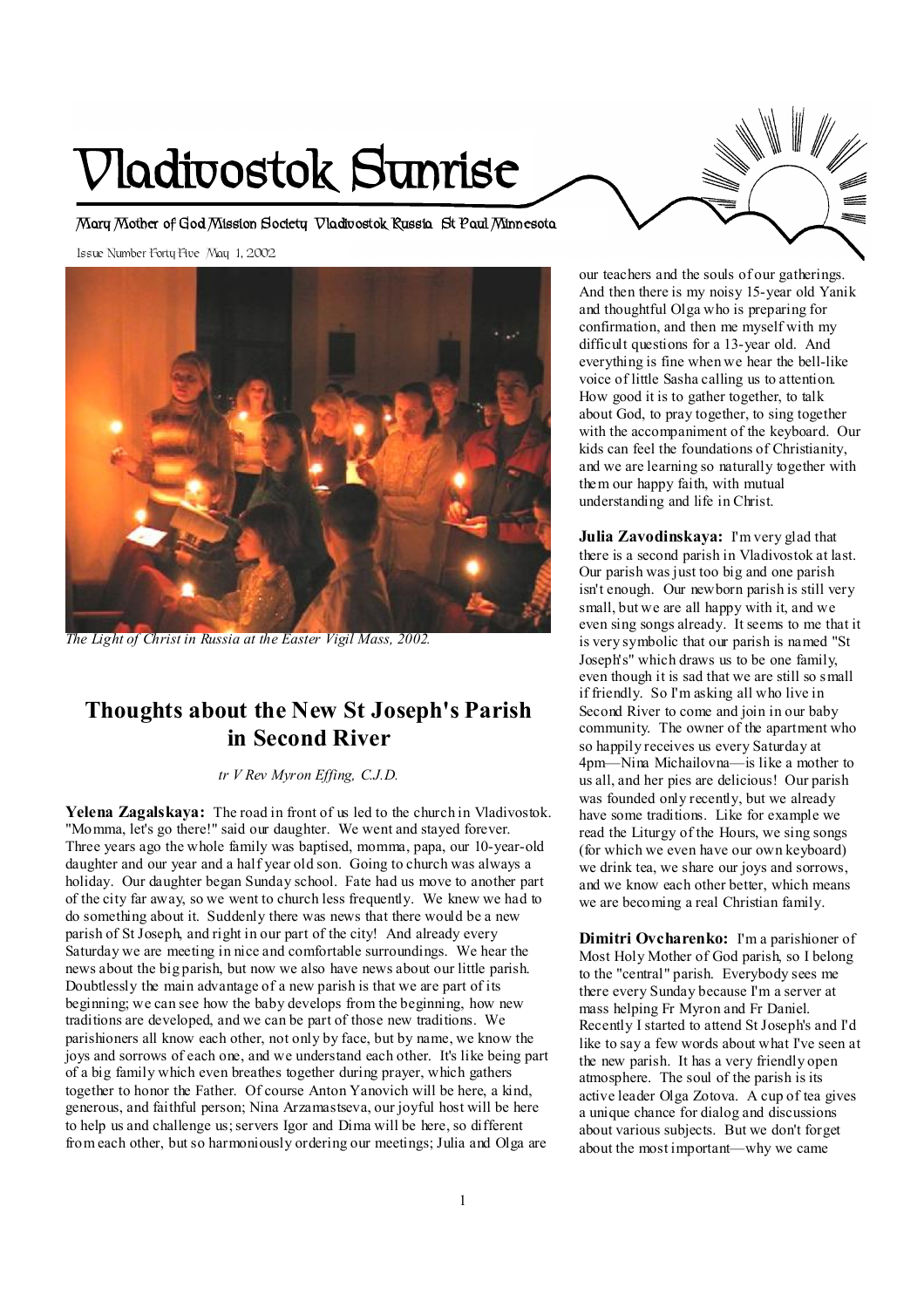# Vladivostok Sunrise

Mary Mother of God Mission Society Vladivostok Russia St Paul Minnesota

Issue Number Forty Five May 1, 2002

*The Light of Christ in Russia at the Easter Vigil Mass, 2002.*

## Thoughts about the New St Joseph's Parish in Second River

*tr V Rev Myron Effing, C.J.D.*

**Yelena Zagalskaya:** The road in front of us led to the church in Vladivostok. "Momma, let's go there!" said our daughter. We went and stayed forever. Three years ago the whole family was baptised, momma, papa, our 10-year-old daughter and our year and a half year old son. Going to church was always a holiday. Our daughter began Sunday school. Fate had us move to another part of the city far away, so we went to church less frequently. We knew we had to do something about it. Suddenly there was news that there would be a new parish of St Joseph, and right in our part of the city! And already every Saturday we are meeting in nice and comfortable surroundings. We hear the news about the big parish, but now we also have news about our little parish. Doubtlessly the main advantage of a new parish is that we are part of its beginning; we can see how the baby develops from the beginning, how new traditions are developed, and we can be part of those new traditions. We parishioners all know each other, not only by face, but by name, we know the joys and sorrows of each one, and we understand each other. It's like being part of a big family which even breathes together during prayer, which gathers together to honor the Father. Of course Anton Yanovich will be here, a kind, generous, and faithful person; Nina Arzamastseva, our joyful host will be here to help us and challenge us; servers Igor and Dima will be here, so different from each other, but so harmoniously ordering our meetings; Julia and Olga are our teachers and the souls of our gatherings. And then there is my noisy 15-year old Yanik and thoughtful Olga who is preparing for confirmation, and then me myself with my difficult questions for a 13-year old. And everything is fine when we hear the bell-like voice of little Sasha calling us to attention. How good it is to gather together, to talk about God, to pray together, to sing together with the accompaniment of the keyboard. Our kids can feel the foundations of Christianity, and we are learning so naturally together with them our happy faith, with mutual understanding and life in Christ.

**Julia Zavodinskaya:** I'm very glad that there is a second parish in Vladivostok at last. Our parish was just too big and one parish isn't enough. Our newborn parish is still very small, but we are all happy with it, and we even sing songs already. It seems to me that it is very symbolic that our parish is named "St Joseph's" which draws us to be one family, even though it is sad that we are still so small if friendly. So I'm asking all who live in Second River to come and join in our baby community. The owner of the apartment who so happily receives us every Saturday at 4pm—Nina Michailovna—is like a mother to us all, and her pies are delicious! Our parish was founded only recently, but we already have some traditions. Like for example we read the Liturgy of the Hours, we sing songs (for which we even have our own keyboard) we drink tea, we share our joys and sorrows, and we know each other better, which means we are becoming a real Christian family.

**Dimitri Ovcharenko:** I'm a parishioner of Most Holy Mother of God parish, so I belong to the "central" parish. Everybody sees me there every Sunday because I'm a server at mass helping Fr Myron and Fr Daniel. Recently I started to attend St Joseph's and I'd like to say a few words about what I've seen at the new parish. It has a very friendly open atmosphere. The soul of the parish is its active leader Olga Zotova. A cup of tea gives a unique chance for dialog and discussions about various subjects. But we don't forget about the most important—why we came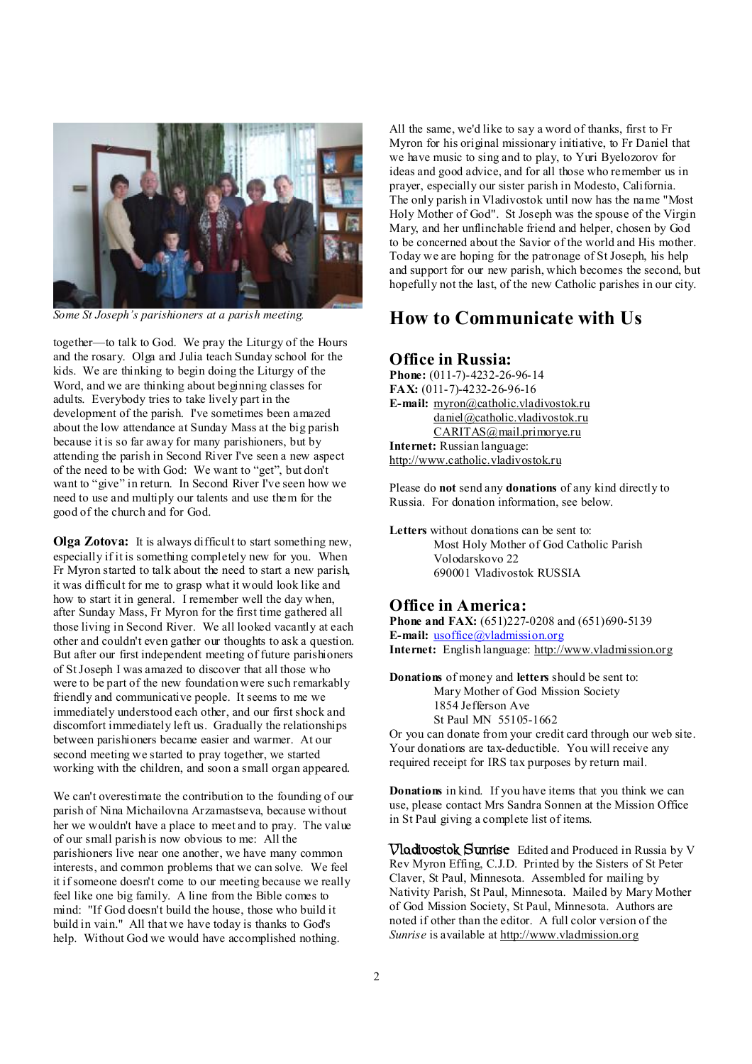*Some St Joseph's parishioners at a parish meeting.*

together—to talk to God. We pray the Liturgy of the Hours and the rosary. Olga and Julia teach Sunday school for the kids. We are thinking to begin doing the Liturgy of the Word, and we are thinking about beginning classes for adults. Everybody tries to take lively part in the development of the parish. I've sometimes been amazed about the low attendance at Sunday Mass at the big parish because it is so far away for many parishioners, but by attending the parish in Second River I've seen a new aspect of the need to be with God: We want to "get", but don't want to "give" in return. In Second River I've seen how we need to use and multiply our talents and use them for the good of the church and for God.

**Olga Zotova:** It is always difficult to start something new, especially if it is something completely new for you. When Fr Myron started to talk about the need to start a new parish, it was difficult for me to grasp what it would look like and how to start it in general. I remember well the day when, after Sunday Mass, Fr Myron for the first time gathered all those living in Second River. We all looked vacantly at each other and couldn't even gather our thoughts to ask a question. But after our first independent meeting of future parishioners of St Joseph I was amazed to discover that all those who were to be part of the new foundation were such remarkably friendly and communicative people. It seems to me we immediately understood each other, and our first shock and discomfort immediately left us. Gradually the relationships between parishioners became easier and warmer. At our second meeting we started to pray together, we started working with the children, and soon a small organ appeared.

We can't overestimate the contribution to the founding of our parish of Nina Michailovna Arzamastseva, because without her we wouldn't have a place to meet and to pray. The value of our small parish is now obvious to me: All the parishioners live near one another, we have many common interests, and common problems that we can solve. We feel it if someone doesn't come to our meeting because we really feel like one big family. A line from the Bible comes to mind: "If God doesn't build the house, those who build it build in vain." All that we have today is thanks to God's help. Without God we would have accomplished nothing.

All the same, we'd like to say a word of thanks, first to Fr Myron for his original missionary initiative, to Fr Daniel that we have music to sing and to play, to Yuri Byelozorov for ideas and good advice, and for all those who remember us in prayer, especially our sister parish in Modesto, California. The only parish in Vladivostok until now has the name "Most Holy Mother of God". St Joseph was the spouse of the Virgin Mary, and her unflinchable friend and helper, chosen by God to be concerned about the Savior of the world and His mother. Today we are hoping for the patronage of St Joseph, his help and support for our new parish, which becomes the second, but hopefully not the last, of the new Catholic parishes in our city.

# How to Communicate with Us

## Office in Russia:

**Phone:** (011-7)-4232-26-96-14
**FAX:** (011-7)-4232-26-96-16
**E-mail:** myron@catholic.vladivostok.ru
daniel@catholic.vladivostok.ru
CARITAS@mail.primorye.ru
**Internet:** Russian language:
http://www.catholic.vladivostok.ru

Please do **not** send any **donations** of any kind directly to Russia. For donation information, see below.

**Letters** without donations can be sent to:
Most Holy Mother of God Catholic Parish
Volodarskovo 22
690001 Vladivostok RUSSIA

## Office in America:

**Phone and FAX:** (651)227-0208 and (651)690-5139
**E-mail:** usoffice@vladmission.org
**Internet:** English language: http://www.vladmission.org

**Donations** of money and **letters** should be sent to:
Mary Mother of God Mission Society
1854 Jefferson Ave
St Paul MN 55105-1662

Or you can donate from your credit card through our web site. Your donations are tax-deductible. You will receive any required receipt for IRS tax purposes by return mail.

**Donations** in kind. If you have items that you think we can use, please contact Mrs Sandra Sonnen at the Mission Office in St Paul giving a complete list of items.

**Vladivostok Sunrise** Edited and Produced in Russia by V Rev Myron Effing, C.J.D. Printed by the Sisters of St Peter Claver, St Paul, Minnesota. Assembled for mailing by Nativity Parish, St Paul, Minnesota. Mailed by Mary Mother of God Mission Society, St Paul, Minnesota. Authors are noted if other than the editor. A full color version of the *Sunrise* is available at http://www.vladmission.org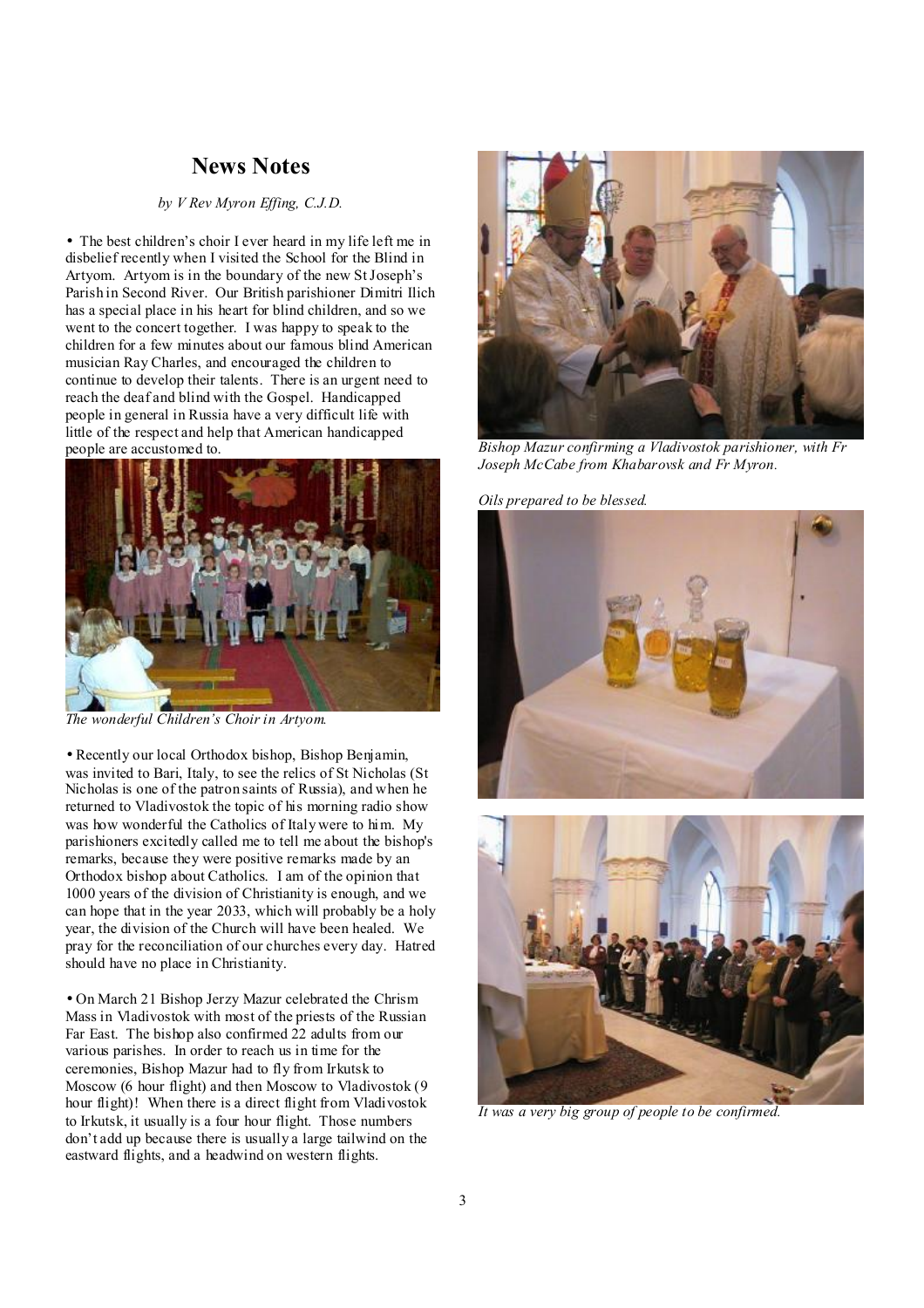# News Notes

*by V Rev Myron Effing, C.J.D.*

• The best children's choir I ever heard in my life left me in disbelief recently when I visited the School for the Blind in Artyom. Artyom is in the boundary of the new St Joseph's Parish in Second River. Our British parishioner Dimitri Ilich has a special place in his heart for blind children, and so we went to the concert together. I was happy to speak to the children for a few minutes about our famous blind American musician Ray Charles, and encouraged the children to continue to develop their talents. There is an urgent need to reach the deaf and blind with the Gospel. Handicapped people in general in Russia have a very difficult life with little of the respect and help that American handicapped people are accustomed to.

*The wonderful Children's Choir in Artyom.*

• Recently our local Orthodox bishop, Bishop Benjamin, was invited to Bari, Italy, to see the relics of St Nicholas (St Nicholas is one of the patron saints of Russia), and when he returned to Vladivostok the topic of his morning radio show was how wonderful the Catholics of Italy were to him. My parishioners excitedly called me to tell me about the bishop's remarks, because they were positive remarks made by an Orthodox bishop about Catholics. I am of the opinion that 1000 years of the division of Christianity is enough, and we can hope that in the year 2033, which will probably be a holy year, the division of the Church will have been healed. We pray for the reconciliation of our churches every day. Hatred should have no place in Christianity.

• On March 21 Bishop Jerzy Mazur celebrated the Chrism Mass in Vladivostok with most of the priests of the Russian Far East. The bishop also confirmed 22 adults from our various parishes. In order to reach us in time for the ceremonies, Bishop Mazur had to fly from Irkutsk to Moscow (6 hour flight) and then Moscow to Vladivostok (9 hour flight)! When there is a direct flight from Vladivostok to Irkutsk, it usually is a four hour flight. Those numbers don't add up because there is usually a large tailwind on the eastward flights, and a headwind on western flights.

*Bishop Mazur confirming a Vladivostok parishioner, with Fr Joseph McCabe from Khabarovsk and Fr Myron.*

*Oils prepared to be blessed.*

*It was a very big group of people to be confirmed.*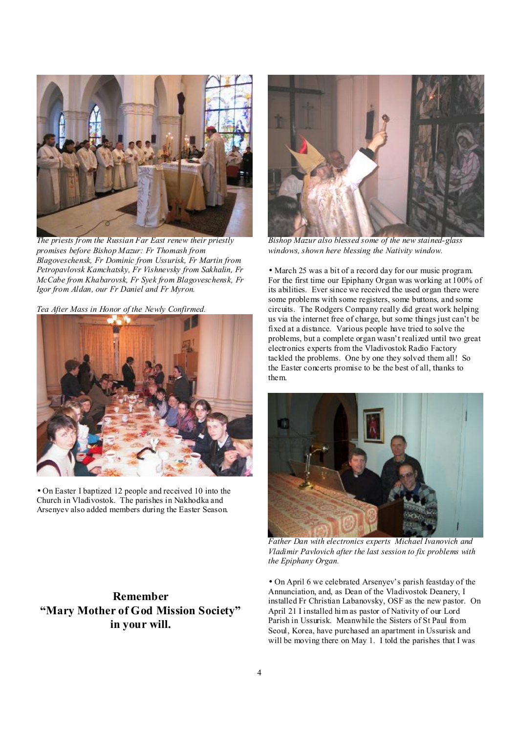*The priests from the Russian Far East renew their priestly promises before Bishop Mazur: Fr Thomash from Blagoveschensk, Fr Dominic from Ussurisk, Fr Martin from Petropavlovsk Kamchatsky, Fr Vishnevsky from Sakhalin, Fr McCabe from Khabarovsk, Fr Syek from Blagoveschensk, Fr Igor from Aldan, our Fr Daniel and Fr Myron.*

*Tea After Mass in Honor of the Newly Confirmed.*

• On Easter I baptized 12 people and received 10 into the Church in Vladivostok. The parishes in Nakhodka and Arsenyev also added members during the Easter Season.

**Remember "Mary Mother of God Mission Society" in your will.**

*Bishop Mazur also blessed some of the new stained-glass windows, shown here blessing the Nativity window.*

• March 25 was a bit of a record day for our music program. For the first time our Epiphany Organ was working at 100% of its abilities. Ever since we received the used organ there were some problems with some registers, some buttons, and some circuits. The Rodgers Company really did great work helping us via the internet free of charge, but some things just can't be fixed at a distance. Various people have tried to solve the problems, but a complete organ wasn't realized until two great electronics experts from the Vladivostok Radio Factory tackled the problems. One by one they solved them all! So the Easter concerts promise to be the best of all, thanks to them.

*Father Dan with electronics experts Michael Ivanovich and Vladimir Pavlovich after the last session to fix problems with the Epiphany Organ.*

• On April 6 we celebrated Arsenyev's parish feastday of the Annunciation, and, as Dean of the Vladivostok Deanery, I installed Fr Christian Labanovsky, OSF as the new pastor. On April 21 I installed him as pastor of Nativity of our Lord Parish in Ussurisk. Meanwhile the Sisters of St Paul from Seoul, Korea, have purchased an apartment in Ussurisk and will be moving there on May 1. I told the parishes that I was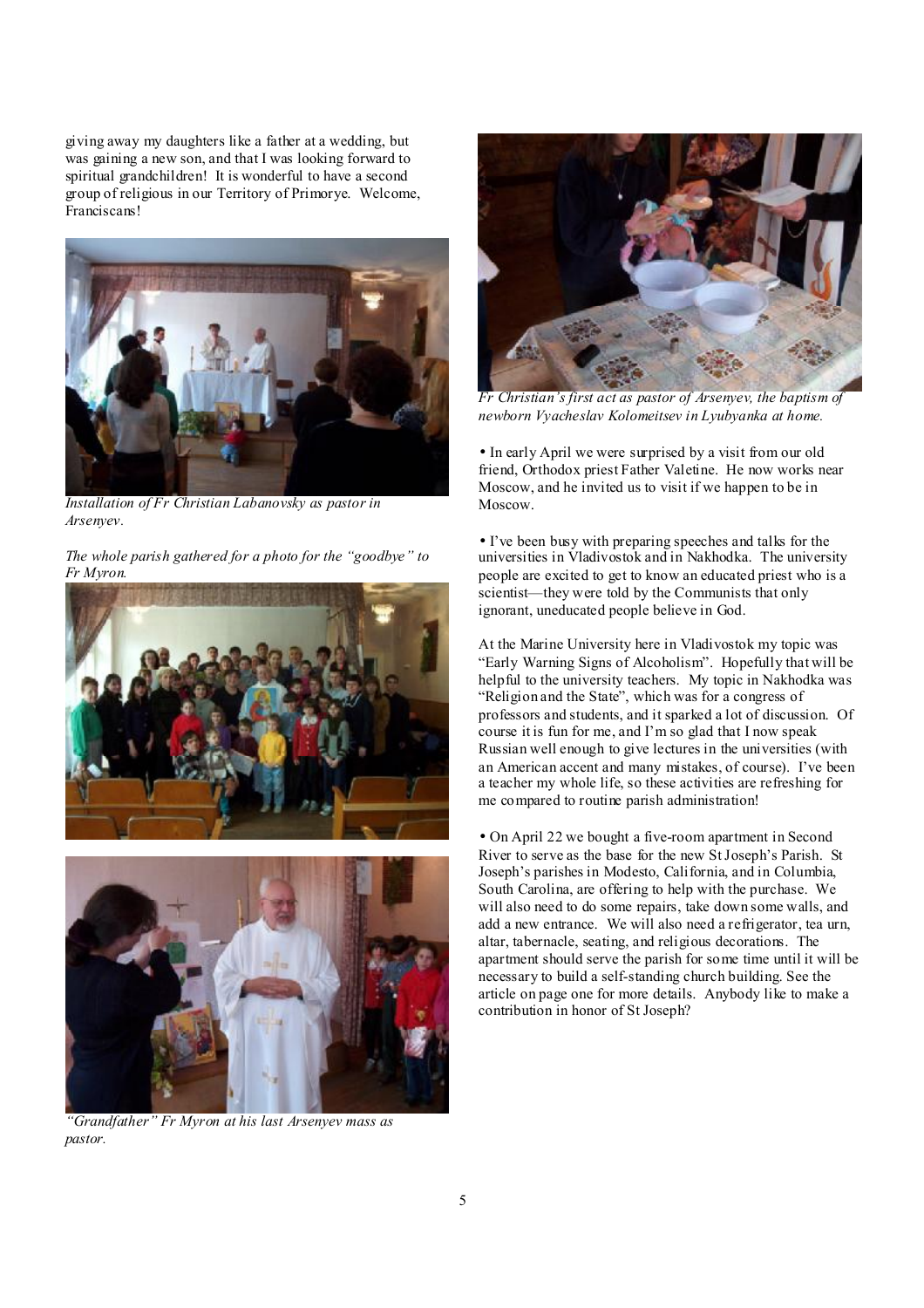giving away my daughters like a father at a wedding, but was gaining a new son, and that I was looking forward to spiritual grandchildren! It is wonderful to have a second group of religious in our Territory of Primorye. Welcome, Franciscans!

*Installation of Fr Christian Labanovsky as pastor in Arsenyev.*

*The whole parish gathered for a photo for the "goodbye" to Fr Myron.*

*"Grandfather" Fr Myron at his last Arsenyev mass as pastor.*

*Fr Christian's first act as pastor of Arsenyev, the baptism of newborn Vyacheslav Kolomeitsev in Lyubyanka at home.*

• In early April we were surprised by a visit from our old friend, Orthodox priest Father Valetine. He now works near Moscow, and he invited us to visit if we happen to be in Moscow.

• I've been busy with preparing speeches and talks for the universities in Vladivostok and in Nakhodka. The university people are excited to get to know an educated priest who is a scientist—they were told by the Communists that only ignorant, uneducated people believe in God.

At the Marine University here in Vladivostok my topic was "Early Warning Signs of Alcoholism". Hopefully that will be helpful to the university teachers. My topic in Nakhodka was "Religion and the State", which was for a congress of professors and students, and it sparked a lot of discussion. Of course it is fun for me, and I'm so glad that I now speak Russian well enough to give lectures in the universities (with an American accent and many mistakes, of course). I've been a teacher my whole life, so these activities are refreshing for me compared to routine parish administration!

• On April 22 we bought a five-room apartment in Second River to serve as the base for the new St Joseph's Parish. St Joseph's parishes in Modesto, California, and in Columbia, South Carolina, are offering to help with the purchase. We will also need to do some repairs, take down some walls, and add a new entrance. We will also need a refrigerator, tea urn, altar, tabernacle, seating, and religious decorations. The apartment should serve the parish for some time until it will be necessary to build a self-standing church building. See the article on page one for more details. Anybody like to make a contribution in honor of St Joseph?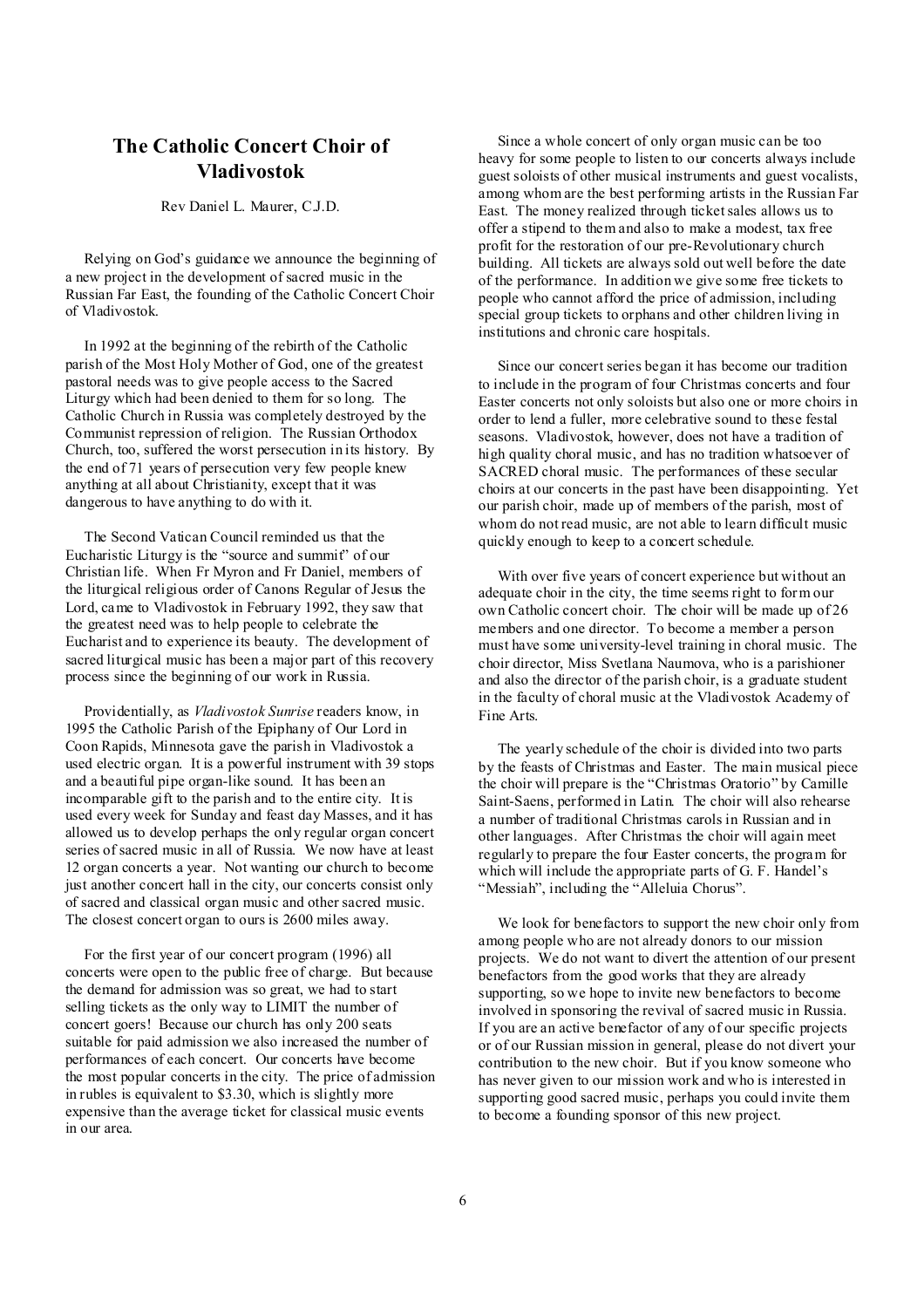## The Catholic Concert Choir of Vladivostok

Rev Daniel L. Maurer, C.J.D.

Relying on God's guidance we announce the beginning of a new project in the development of sacred music in the Russian Far East, the founding of the Catholic Concert Choir of Vladivostok.

In 1992 at the beginning of the rebirth of the Catholic parish of the Most Holy Mother of God, one of the greatest pastoral needs was to give people access to the Sacred Liturgy which had been denied to them for so long. The Catholic Church in Russia was completely destroyed by the Communist repression of religion. The Russian Orthodox Church, too, suffered the worst persecution in its history. By the end of 71 years of persecution very few people knew anything at all about Christianity, except that it was dangerous to have anything to do with it.

The Second Vatican Council reminded us that the Eucharistic Liturgy is the "source and summit" of our Christian life. When Fr Myron and Fr Daniel, members of the liturgical religious order of Canons Regular of Jesus the Lord, came to Vladivostok in February 1992, they saw that the greatest need was to help people to celebrate the Eucharist and to experience its beauty. The development of sacred liturgical music has been a major part of this recovery process since the beginning of our work in Russia.

Providentially, as *Vladivostok Sunrise* readers know, in 1995 the Catholic Parish of the Epiphany of Our Lord in Coon Rapids, Minnesota gave the parish in Vladivostok a used electric organ. It is a powerful instrument with 39 stops and a beautiful pipe organ-like sound. It has been an incomparable gift to the parish and to the entire city. It is used every week for Sunday and feast day Masses, and it has allowed us to develop perhaps the only regular organ concert series of sacred music in all of Russia. We now have at least 12 organ concerts a year. Not wanting our church to become just another concert hall in the city, our concerts consist only of sacred and classical organ music and other sacred music. The closest concert organ to ours is 2600 miles away.

For the first year of our concert program (1996) all concerts were open to the public free of charge. But because the demand for admission was so great, we had to start selling tickets as the only way to LIMIT the number of concert goers! Because our church has only 200 seats suitable for paid admission we also increased the number of performances of each concert. Our concerts have become the most popular concerts in the city. The price of admission in rubles is equivalent to $3.30, which is slightly more expensive than the average ticket for classical music events in our area.

Since a whole concert of only organ music can be too heavy for some people to listen to our concerts always include guest soloists of other musical instruments and guest vocalists, among whom are the best performing artists in the Russian Far East. The money realized through ticket sales allows us to offer a stipend to them and also to make a modest, tax free profit for the restoration of our pre-Revolutionary church building. All tickets are always sold out well before the date of the performance. In addition we give some free tickets to people who cannot afford the price of admission, including special group tickets to orphans and other children living in institutions and chronic care hospitals.

Since our concert series began it has become our tradition to include in the program of four Christmas concerts and four Easter concerts not only soloists but also one or more choirs in order to lend a fuller, more celebrative sound to these festal seasons. Vladivostok, however, does not have a tradition of high quality choral music, and has no tradition whatsoever of SACRED choral music. The performances of these secular choirs at our concerts in the past have been disappointing. Yet our parish choir, made up of members of the parish, most of whom do not read music, are not able to learn difficult music quickly enough to keep to a concert schedule.

With over five years of concert experience but without an adequate choir in the city, the time seems right to form our own Catholic concert choir. The choir will be made up of 26 members and one director. To become a member a person must have some university-level training in choral music. The choir director, Miss Svetlana Naumova, who is a parishioner and also the director of the parish choir, is a graduate student in the faculty of choral music at the Vladivostok Academy of Fine Arts.

The yearly schedule of the choir is divided into two parts by the feasts of Christmas and Easter. The main musical piece the choir will prepare is the "Christmas Oratorio" by Camille Saint-Saens, performed in Latin. The choir will also rehearse a number of traditional Christmas carols in Russian and in other languages. After Christmas the choir will again meet regularly to prepare the four Easter concerts, the program for which will include the appropriate parts of G. F. Handel's "Messiah", including the "Alleluia Chorus".

We look for benefactors to support the new choir only from among people who are not already donors to our mission projects. We do not want to divert the attention of our present benefactors from the good works that they are already supporting, so we hope to invite new benefactors to become involved in sponsoring the revival of sacred music in Russia. If you are an active benefactor of any of our specific projects or of our Russian mission in general, please do not divert your contribution to the new choir. But if you know someone who has never given to our mission work and who is interested in supporting good sacred music, perhaps you could invite them to become a founding sponsor of this new project.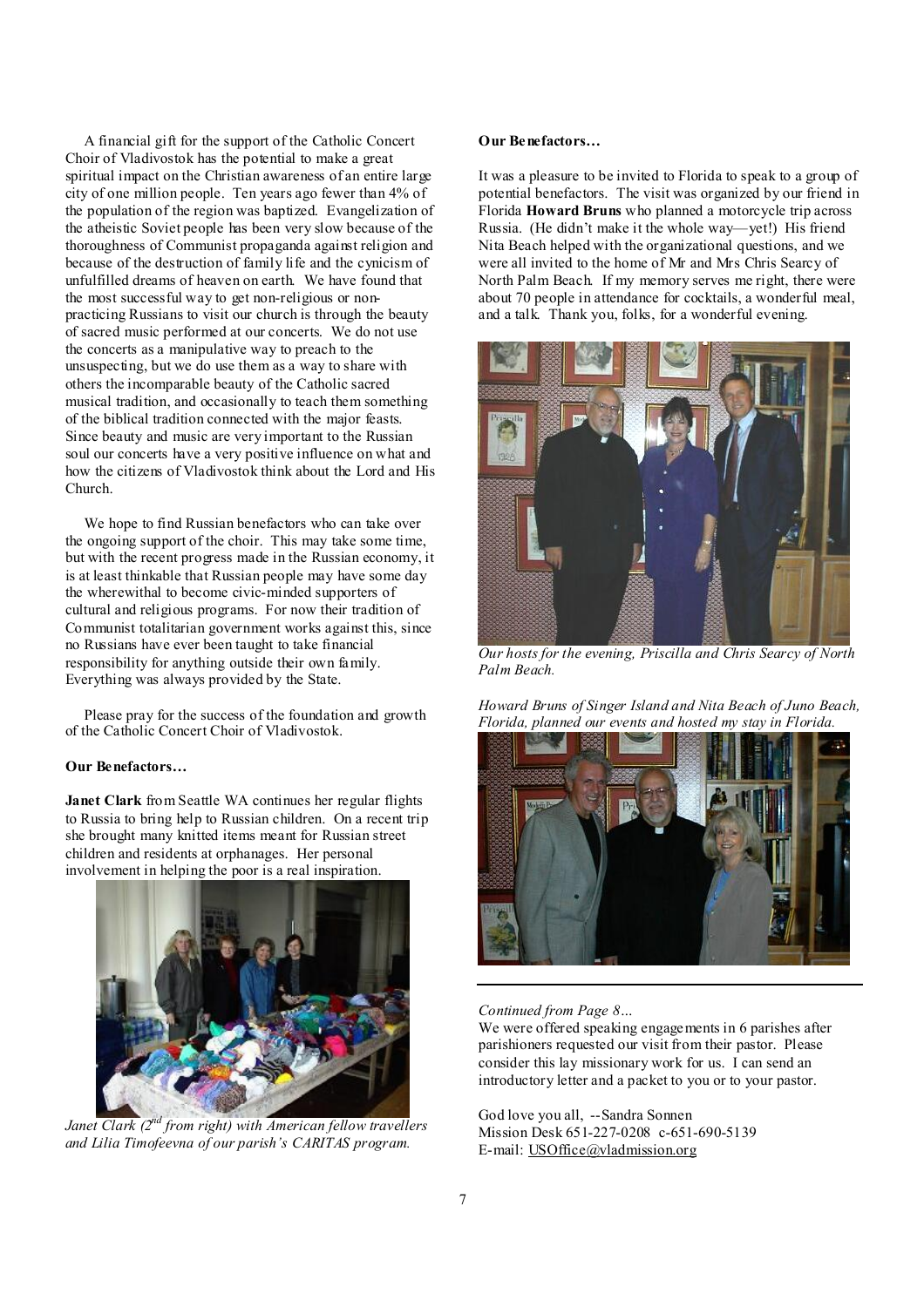A financial gift for the support of the Catholic Concert Choir of Vladivostok has the potential to make a great spiritual impact on the Christian awareness of an entire large city of one million people. Ten years ago fewer than 4% of the population of the region was baptized. Evangelization of the atheistic Soviet people has been very slow because of the thoroughness of Communist propaganda against religion and because of the destruction of family life and the cynicism of unfulfilled dreams of heaven on earth. We have found that the most successful way to get non-religious or non-practicing Russians to visit our church is through the beauty of sacred music performed at our concerts. We do not use the concerts as a manipulative way to preach to the unsuspecting, but we do use them as a way to share with others the incomparable beauty of the Catholic sacred musical tradition, and occasionally to teach them something of the biblical tradition connected with the major feasts. Since beauty and music are very important to the Russian soul our concerts have a very positive influence on what and how the citizens of Vladivostok think about the Lord and His Church.

We hope to find Russian benefactors who can take over the ongoing support of the choir. This may take some time, but with the recent progress made in the Russian economy, it is at least thinkable that Russian people may have some day the wherewithal to become civic-minded supporters of cultural and religious programs. For now their tradition of Communist totalitarian government works against this, since no Russians have ever been taught to take financial responsibility for anything outside their own family. Everything was always provided by the State.

Please pray for the success of the foundation and growth of the Catholic Concert Choir of Vladivostok.

**Our Benefactors…**

**Janet Clark** from Seattle WA continues her regular flights to Russia to bring help to Russian children. On a recent trip she brought many knitted items meant for Russian street children and residents at orphanages. Her personal involvement in helping the poor is a real inspiration.

*Janet Clark (2nd from right) with American fellow travellers and Lilia Timofeevna of our parish's CARITAS program.*

**Our Benefactors…**

It was a pleasure to be invited to Florida to speak to a group of potential benefactors. The visit was organized by our friend in Florida **Howard Bruns** who planned a motorcycle trip across Russia. (He didn't make it the whole way—yet!) His friend Nita Beach helped with the organizational questions, and we were all invited to the home of Mr and Mrs Chris Searcy of North Palm Beach. If my memory serves me right, there were about 70 people in attendance for cocktails, a wonderful meal, and a talk. Thank you, folks, for a wonderful evening.

*Our hosts for the evening, Priscilla and Chris Searcy of North Palm Beach.*

*Howard Bruns of Singer Island and Nita Beach of Juno Beach, Florida, planned our events and hosted my stay in Florida.*

*Continued from Page 8…*

We were offered speaking engagements in 6 parishes after parishioners requested our visit from their pastor. Please consider this lay missionary work for us. I can send an introductory letter and a packet to you or to your pastor.

God love you all, --Sandra Sonnen
Mission Desk 651-227-0208 c-651-690-5139
E-mail: USOffice@vladmission.org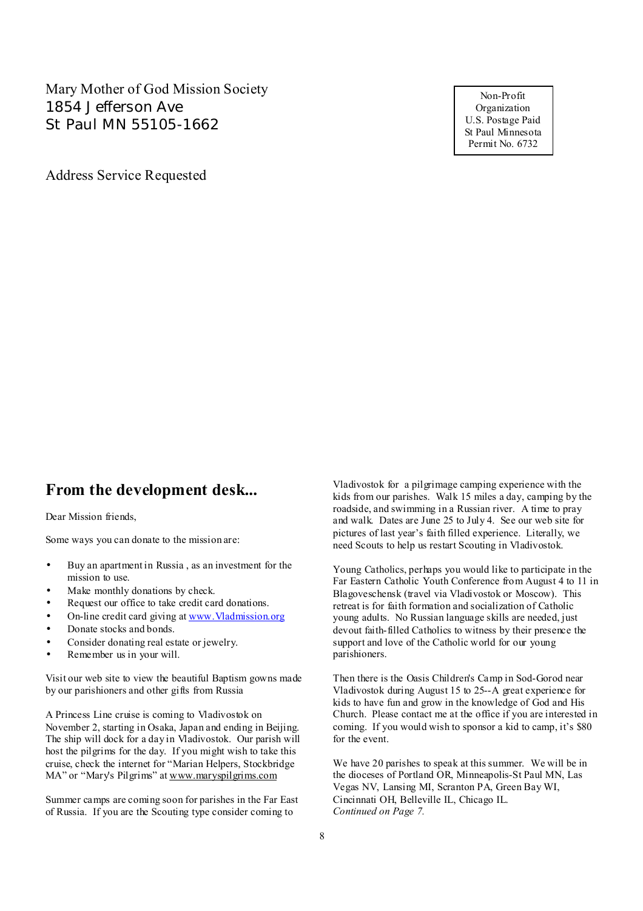Mary Mother of God Mission Society
1854 Jefferson Ave
St Paul MN 55105-1662

Non-Profit
Organization
U.S. Postage Paid
St Paul Minnesota
Permit No. 6732

Address Service Requested

## From the development desk...

Dear Mission friends,

Some ways you can donate to the mission are:

- Buy an apartment in Russia , as an investment for the mission to use.
- Make monthly donations by check.
- Request our office to take credit card donations.
- On-line credit card giving at [www.Vladmission.org](http://www.Vladmission.org)
- Donate stocks and bonds.
- Consider donating real estate or jewelry.
- Remember us in your will.

Visit our web site to view the beautiful Baptism gowns made by our parishioners and other gifts from Russia

A Princess Line cruise is coming to Vladivostok on November 2, starting in Osaka, Japan and ending in Beijing. The ship will dock for a day in Vladivostok. Our parish will host the pilgrims for the day. If you might wish to take this cruise, check the internet for "Marian Helpers, Stockbridge MA" or "Mary's Pilgrims" at [www.maryspilgrims.com](http://www.maryspilgrims.com)

Summer camps are coming soon for parishes in the Far East of Russia. If you are the Scouting type consider coming to Vladivostok for a pilgrimage camping experience with the kids from our parishes. Walk 15 miles a day, camping by the roadside, and swimming in a Russian river. A time to pray and walk. Dates are June 25 to July 4. See our web site for pictures of last year's faith filled experience. Literally, we need Scouts to help us restart Scouting in Vladivostok.

Young Catholics, perhaps you would like to participate in the Far Eastern Catholic Youth Conference from August 4 to 11 in Blagoveschensk (travel via Vladivostok or Moscow). This retreat is for faith formation and socialization of Catholic young adults. No Russian language skills are needed, just devout faith-filled Catholics to witness by their presence the support and love of the Catholic world for our young parishioners.

Then there is the Oasis Children's Camp in Sod-Gorod near Vladivostok during August 15 to 25--A great experience for kids to have fun and grow in the knowledge of God and His Church. Please contact me at the office if you are interested in coming. If you would wish to sponsor a kid to camp, it's $80 for the event.

We have 20 parishes to speak at this summer. We will be in the dioceses of Portland OR, Minneapolis-St Paul MN, Las Vegas NV, Lansing MI, Scranton PA, Green Bay WI, Cincinnati OH, Belleville IL, Chicago IL.

*Continued on Page 7.*